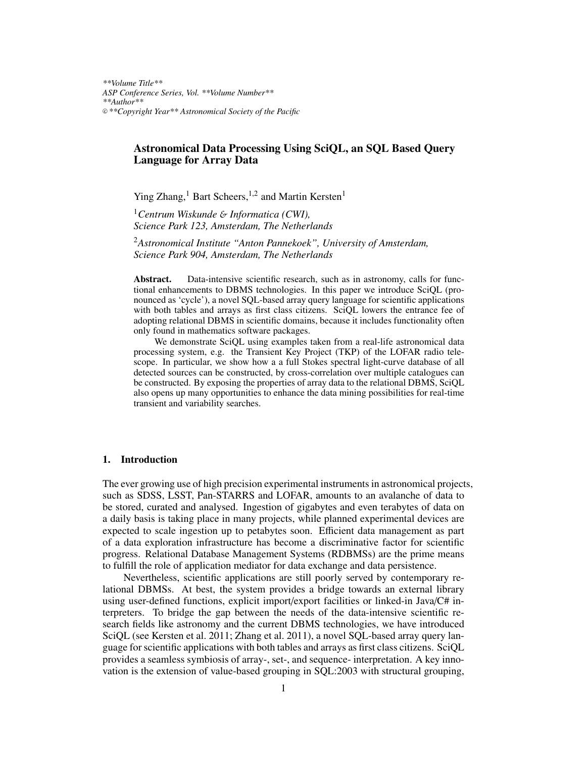# Astronomical Data Processing Using SciQL, an SQL Based Query Language for Array Data

Ying Zhang,[1] Bart Scheers,[1,2] and Martin Kersten[1]

[1]*Centrum Wiskunde & Informatica (CWI), Science Park 123, Amsterdam, The Netherlands*

[2]*Astronomical Institute "Anton Pannekoek", University of Amsterdam, Science Park 904, Amsterdam, The Netherlands*

**Abstract.** Data-intensive scientific research, such as in astronomy, calls for functional enhancements to DBMS technologies. In this paper we introduce SciQL (pronounced as 'cycle'), a novel SQL-based array query language for scientific applications with both tables and arrays as first class citizens. SciQL lowers the entrance fee of adopting relational DBMS in scientific domains, because it includes functionality often only found in mathematics software packages.

We demonstrate SciQL using examples taken from a real-life astronomical data processing system, e.g. the Transient Key Project (TKP) of the LOFAR radio telescope. In particular, we show how a a full Stokes spectral light-curve database of all detected sources can be constructed, by cross-correlation over multiple catalogues can be constructed. By exposing the properties of array data to the relational DBMS, SciQL also opens up many opportunities to enhance the data mining possibilities for real-time transient and variability searches.

## 1. Introduction

The ever growing use of high precision experimental instruments in astronomical projects, such as SDSS, LSST, Pan-STARRS and LOFAR, amounts to an avalanche of data to be stored, curated and analysed. Ingestion of gigabytes and even terabytes of data on a daily basis is taking place in many projects, while planned experimental devices are expected to scale ingestion up to petabytes soon. Efficient data management as part of a data exploration infrastructure has become a discriminative factor for scientific progress. Relational Database Management Systems (RDBMSs) are the prime means to fulfill the role of application mediator for data exchange and data persistence.

Nevertheless, scientific applications are still poorly served by contemporary relational DBMSs. At best, the system provides a bridge towards an external library using user-defined functions, explicit import/export facilities or linked-in Java/C# interpreters. To bridge the gap between the needs of the data-intensive scientific research fields like astronomy and the current DBMS technologies, we have introduced SciQL (see Kersten et al. 2011; Zhang et al. 2011), a novel SQL-based array query language for scientific applications with both tables and arrays as first class citizens. SciQL provides a seamless symbiosis of array-, set-, and sequence- interpretation. A key innovation is the extension of value-based grouping in SQL:2003 with structural grouping,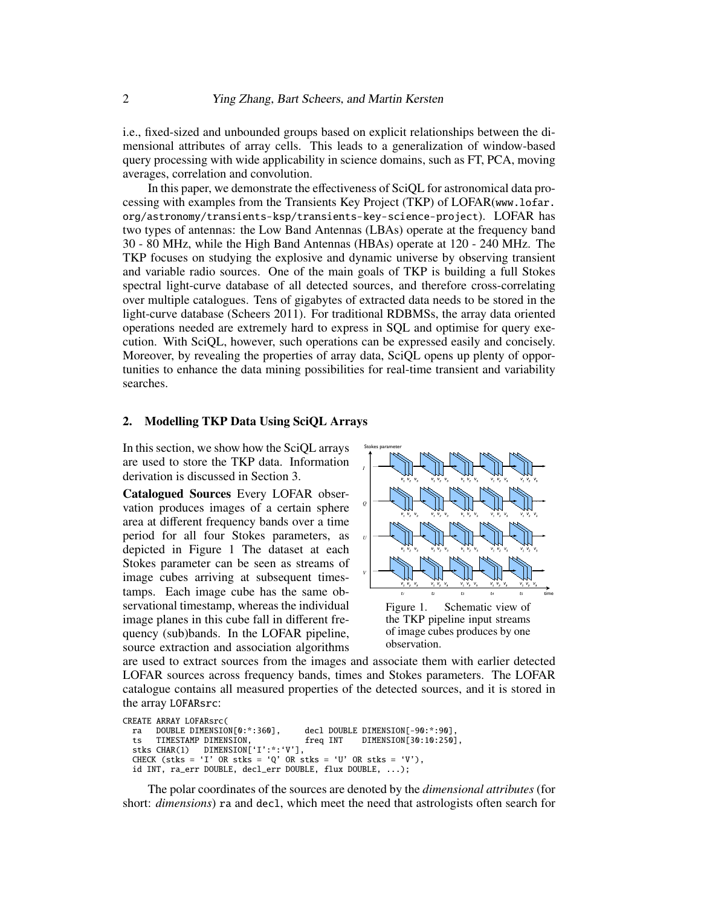i.e., fixed-sized and unbounded groups based on explicit relationships between the dimensional attributes of array cells. This leads to a generalization of window-based query processing with wide applicability in science domains, such as FT, PCA, moving averages, correlation and convolution.

In this paper, we demonstrate the effectiveness of SciQL for astronomical data processing with examples from the Transients Key Project (TKP) of LOFAR(`www.lofar.org/astronomy/transients-ksp/transients-key-science-project`). LOFAR has two types of antennas: the Low Band Antennas (LBAs) operate at the frequency band 30 - 80 MHz, while the High Band Antennas (HBAs) operate at 120 - 240 MHz. The TKP focuses on studying the explosive and dynamic universe by observing transient and variable radio sources. One of the main goals of TKP is building a full Stokes spectral light-curve database of all detected sources, and therefore cross-correlating over multiple catalogues. Tens of gigabytes of extracted data needs to be stored in the light-curve database (Scheers 2011). For traditional RDBMSs, the array data oriented operations needed are extremely hard to express in SQL and optimise for query execution. With SciQL, however, such operations can be expressed easily and concisely. Moreover, by revealing the properties of array data, SciQL opens up plenty of opportunities to enhance the data mining possibilities for real-time transient and variability searches.

## 2. Modelling TKP Data Using SciQL Arrays

In this section, we show how the SciQL arrays are used to store the TKP data. Information derivation is discussed in Section 3.

**Catalogued Sources** Every LOFAR observation produces images of a certain sphere area at different frequency bands over a time period for all four Stokes parameters, as depicted in Figure 1 The dataset at each Stokes parameter can be seen as streams of image cubes arriving at subsequent timestamps. Each image cube has the same observational timestamp, whereas the individual image planes in this cube fall in different frequency (sub)bands. In the LOFAR pipeline, source extraction and association algorithms are used to extract sources from the images and associate them with earlier detected LOFAR sources across frequency bands, times and Stokes parameters. The LOFAR catalogue contains all measured properties of the detected sources, and it is stored in the array `LOFARsrc`:

Figure 1. Schematic view of the TKP pipeline input streams of image cubes produces by one observation.

```
CREATE ARRAY LOFARsrc(
  ra   DOUBLE DIMENSION[0:*:360],     decl DOUBLE DIMENSION[-90:*:90],
  ts   TIMESTAMP DIMENSION,           freq INT    DIMENSION[30:10:250],
  stks CHAR(1)   DIMENSION['I':*:'V'],
  CHECK (stks = 'I' OR stks = 'Q' OR stks = 'U' OR stks = 'V'),
  id INT, ra_err DOUBLE, decl_err DOUBLE, flux DOUBLE, ...);
```

The polar coordinates of the sources are denoted by the *dimensional attributes* (for short: *dimensions*) `ra` and `decl`, which meet the need that astrologists often search for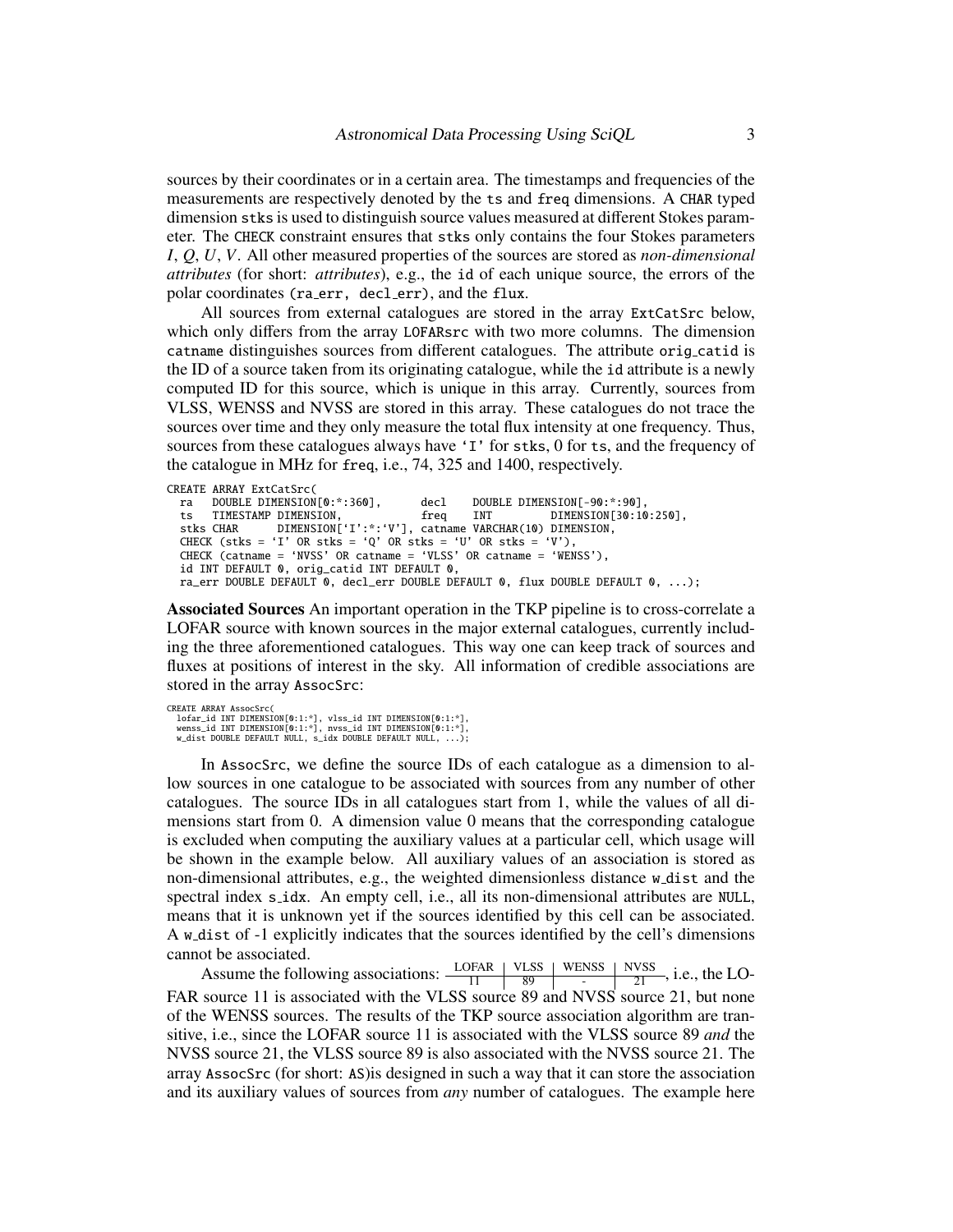sources by their coordinates or in a certain area. The timestamps and frequencies of the measurements are respectively denoted by the `ts` and `freq` dimensions. A `CHAR` typed dimension `stks` is used to distinguish source values measured at different Stokes parameter. The `CHECK` constraint ensures that `stks` only contains the four Stokes parameters $I$, $Q$, $U$, $V$. All other measured properties of the sources are stored as *non-dimensional attributes* (for short: *attributes*), e.g., the `id` of each unique source, the errors of the polar coordinates (`ra_err, decl_err`), and the `flux`.

All sources from external catalogues are stored in the array `ExtCatSrc` below, which only differs from the array `LOFARsrc` with two more columns. The dimension `catname` distinguishes sources from different catalogues. The attribute `orig_catid` is the ID of a source taken from its originating catalogue, while the `id` attribute is a newly computed ID for this source, which is unique in this array. Currently, sources from VLSS, WENSS and NVSS are stored in this array. These catalogues do not trace the sources over time and they only measure the total flux intensity at one frequency. Thus, sources from these catalogues always have `'I'` for `stks`, 0 for `ts`, and the frequency of the catalogue in MHz for `freq`, i.e., 74, 325 and 1400, respectively.

```
CREATE ARRAY ExtCatSrc(
  ra   DOUBLE DIMENSION[0:*:360],      decl    DOUBLE DIMENSION[-90:*:90],
  ts   TIMESTAMP DIMENSION,            freq    INT        DIMENSION[30:10:250],
  stks CHAR      DIMENSION['I':*:'V'], catname VARCHAR(10) DIMENSION,
  CHECK (stks = 'I' OR stks = 'Q' OR stks = 'U' OR stks = 'V'),
  CHECK (catname = 'NVSS' OR catname = 'VLSS' OR catname = 'WENSS'),
  id INT DEFAULT 0, orig_catid INT DEFAULT 0,
  ra_err DOUBLE DEFAULT 0, decl_err DOUBLE DEFAULT 0, flux DOUBLE DEFAULT 0, ...);
```

**Associated Sources** An important operation in the TKP pipeline is to cross-correlate a LOFAR source with known sources in the major external catalogues, currently including the three aforementioned catalogues. This way one can keep track of sources and fluxes at positions of interest in the sky. All information of credible associations are stored in the array `AssocSrc`:

```
CREATE ARRAY AssocSrc(
  lofar_id INT DIMENSION[0:1:*], vlss_id INT DIMENSION[0:1:*],
  wenss_id INT DIMENSION[0:1:*], nvss_id INT DIMENSION[0:1:*],
  w_dist DOUBLE DEFAULT NULL, s_idx DOUBLE DEFAULT NULL, ...);
```

In `AssocSrc`, we define the source IDs of each catalogue as a dimension to allow sources in one catalogue to be associated with sources from any number of other catalogues. The source IDs in all catalogues start from 1, while the values of all dimensions start from 0. A dimension value 0 means that the corresponding catalogue is excluded when computing the auxiliary values at a particular cell, which usage will be shown in the example below. All auxiliary values of an association is stored as non-dimensional attributes, e.g., the weighted dimensionless distance `w_dist` and the spectral index `s_idx`. An empty cell, i.e., all its non-dimensional attributes are `NULL`, means that it is unknown yet if the sources identified by this cell can be associated. A `w_dist` of -1 explicitly indicates that the sources identified by the cell's dimensions cannot be associated.

Assume the following associations:

| LOFAR | VLSS | WENSS | NVSS |
|---|---|---|---|
| 11 | 89 | - | 21 |

i.e., the LOFAR source 11 is associated with the VLSS source 89 and NVSS source 21, but none of the WENSS sources. The results of the TKP source association algorithm are transitive, i.e., since the LOFAR source 11 is associated with the VLSS source 89 *and* the NVSS source 21, the VLSS source 89 is also associated with the NVSS source 21. The array `AssocSrc` (for short: `AS`)is designed in such a way that it can store the association and its auxiliary values of sources from *any* number of catalogues. The example here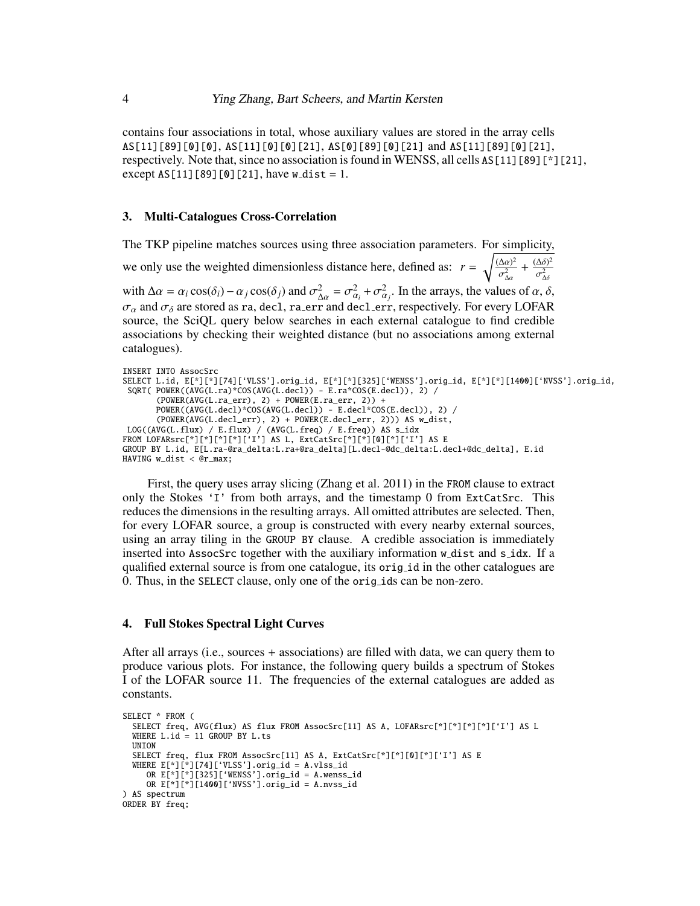contains four associations in total, whose auxiliary values are stored in the array cells AS[11][89][0][0], AS[11][0][0][21], AS[0][89][0][21] and AS[11][89][0][21], respectively. Note that, since no association is found in WENSS, all cells AS[11][89][*][21], except AS[11][89][0][21], have w_dist = 1.

## 3. Multi-Catalogues Cross-Correlation

The TKP pipeline matches sources using three association parameters. For simplicity, we only use the weighted dimensionless distance here, defined as: $r = \sqrt{\frac{(\Delta\alpha)^2}{\sigma^2_{\Delta\alpha}} + \frac{(\Delta\delta)^2}{\sigma^2_{\Delta\delta}}}$ with $\Delta\alpha = \alpha_i \cos(\delta_i) - \alpha_j \cos(\delta_j)$ and $\sigma^2_{\Delta\alpha} = \sigma^2_{\alpha_i} + \sigma^2_{\alpha_j}$. In the arrays, the values of $\alpha$, $\delta$, $\sigma_\alpha$ and $\sigma_\delta$ are stored as ra, decl, ra_err and decl_err, respectively. For every LOFAR source, the SciQL query below searches in each external catalogue to find credible associations by checking their weighted distance (but no associations among external catalogues).

```
INSERT INTO AssocSrc
SELECT L.id, E[*][*][74]['VLSS'].orig_id, E[*][*][325]['WENSS'].orig_id, E[*][*][1400]['NVSS'].orig_id,
 SQRT( POWER((AVG(L.ra)*COS(AVG(L.decl)) - E.ra*COS(E.decl)), 2) /
       (POWER(AVG(L.ra_err), 2) + POWER(E.ra_err, 2)) +
       POWER((AVG(L.decl)*COS(AVG(L.decl)) - E.decl*COS(E.decl)), 2) /
       (POWER(AVG(L.decl_err), 2) + POWER(E.decl_err, 2))) AS w_dist,
 LOG((AVG(L.flux) / E.flux) / (AVG(L.freq) / E.freq)) AS s_idx
FROM LOFARsrc[*][*][*][*]['I'] AS L, ExtCatSrc[*][*][0][*]['I'] AS E
GROUP BY L.id, E[L.ra-@ra_delta:L.ra+@ra_delta][L.decl-@dc_delta:L.decl+@dc_delta], E.id
HAVING w_dist < @r_max;
```

First, the query uses array slicing (Zhang et al. 2011) in the FROM clause to extract only the Stokes 'I' from both arrays, and the timestamp 0 from ExtCatSrc. This reduces the dimensions in the resulting arrays. All omitted attributes are selected. Then, for every LOFAR source, a group is constructed with every nearby external sources, using an array tiling in the GROUP BY clause. A credible association is immediately inserted into AssocSrc together with the auxiliary information w_dist and s_idx. If a qualified external source is from one catalogue, its orig_id in the other catalogues are 0. Thus, in the SELECT clause, only one of the orig_ids can be non-zero.

## 4. Full Stokes Spectral Light Curves

After all arrays (i.e., sources + associations) are filled with data, we can query them to produce various plots. For instance, the following query builds a spectrum of Stokes I of the LOFAR source 11. The frequencies of the external catalogues are added as constants.

```
SELECT * FROM (
  SELECT freq, AVG(flux) AS flux FROM AssocSrc[11] AS A, LOFARsrc[*][*][*][*]['I'] AS L
  WHERE L.id = 11 GROUP BY L.ts
  UNION
  SELECT freq, flux FROM AssocSrc[11] AS A, ExtCatSrc[*][*][0][*]['I'] AS E
  WHERE E[*][*][74]['VLSS'].orig_id = A.vlss_id
     OR E[*][*][325]['WENSS'].orig_id = A.wenss_id
     OR E[*][*][1400]['NVSS'].orig_id = A.nvss_id
) AS spectrum
ORDER BY freq;
```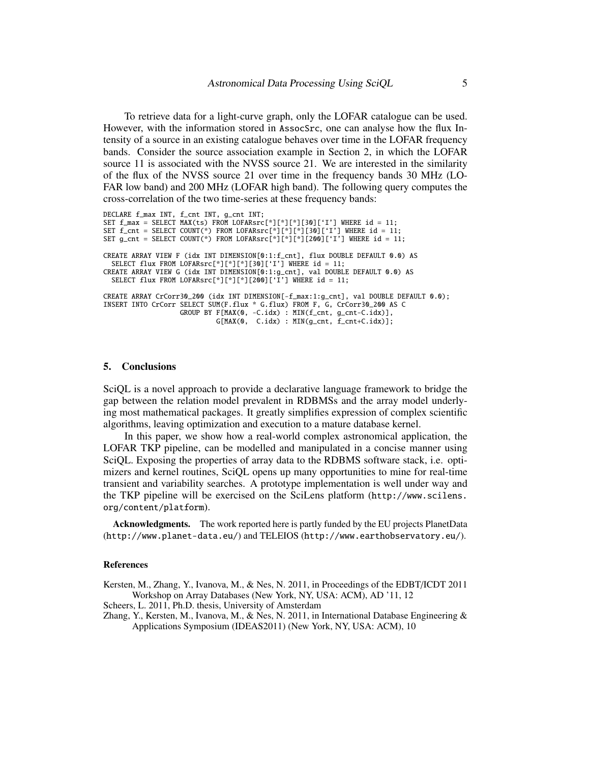To retrieve data for a light-curve graph, only the LOFAR catalogue can be used. However, with the information stored in AssocSrc, one can analyse how the flux Intensity of a source in an existing catalogue behaves over time in the LOFAR frequency bands. Consider the source association example in Section 2, in which the LOFAR source 11 is associated with the NVSS source 21. We are interested in the similarity of the flux of the NVSS source 21 over time in the frequency bands 30 MHz (LOFAR low band) and 200 MHz (LOFAR high band). The following query computes the cross-correlation of the two time-series at these frequency bands:

```
DECLARE f_max INT, f_cnt INT, g_cnt INT;
SET f_max = SELECT MAX(ts) FROM LOFARsrc[*][*][*][30]['I'] WHERE id = 11;
SET f_cnt = SELECT COUNT(*) FROM LOFARsrc[*][*][*][30]['I'] WHERE id = 11;
SET g_cnt = SELECT COUNT(*) FROM LOFARsrc[*][*][*][200]['I'] WHERE id = 11;

CREATE ARRAY VIEW F (idx INT DIMENSION[0:1:f_cnt], flux DOUBLE DEFAULT 0.0) AS
  SELECT flux FROM LOFARsrc[*][*][*][30]['I'] WHERE id = 11;
CREATE ARRAY VIEW G (idx INT DIMENSION[0:1:g_cnt], val DOUBLE DEFAULT 0.0) AS
  SELECT flux FROM LOFARsrc[*][*][*][200]['I'] WHERE id = 11;

CREATE ARRAY CrCorr30_200 (idx INT DIMENSION[-f_max:1:g_cnt], val DOUBLE DEFAULT 0.0);
INSERT INTO CrCorr SELECT SUM(F.flux * G.flux) FROM F, G, CrCorr30_200 AS C
                   GROUP BY F[MAX(0, -C.idx) : MIN(f_cnt, g_cnt-C.idx)],
                            G[MAX(0,  C.idx) : MIN(g_cnt, f_cnt+C.idx)];
```

## 5. Conclusions

SciQL is a novel approach to provide a declarative language framework to bridge the gap between the relation model prevalent in RDBMSs and the array model underlying most mathematical packages. It greatly simplifies expression of complex scientific algorithms, leaving optimization and execution to a mature database kernel.

In this paper, we show how a real-world complex astronomical application, the LOFAR TKP pipeline, can be modelled and manipulated in a concise manner using SciQL. Exposing the properties of array data to the RDBMS software stack, i.e. optimizers and kernel routines, SciQL opens up many opportunities to mine for real-time transient and variability searches. A prototype implementation is well under way and the TKP pipeline will be exercised on the SciLens platform (http://www.scilens.org/content/platform).

**Acknowledgments.** The work reported here is partly funded by the EU projects PlanetData (http://www.planet-data.eu/) and TELEIOS (http://www.earthobservatory.eu/).

### References

Kersten, M., Zhang, Y., Ivanova, M., & Nes, N. 2011, in Proceedings of the EDBT/ICDT 2011 Workshop on Array Databases (New York, NY, USA: ACM), AD '11, 12

Scheers, L. 2011, Ph.D. thesis, University of Amsterdam

Zhang, Y., Kersten, M., Ivanova, M., & Nes, N. 2011, in International Database Engineering & Applications Symposium (IDEAS2011) (New York, NY, USA: ACM), 10